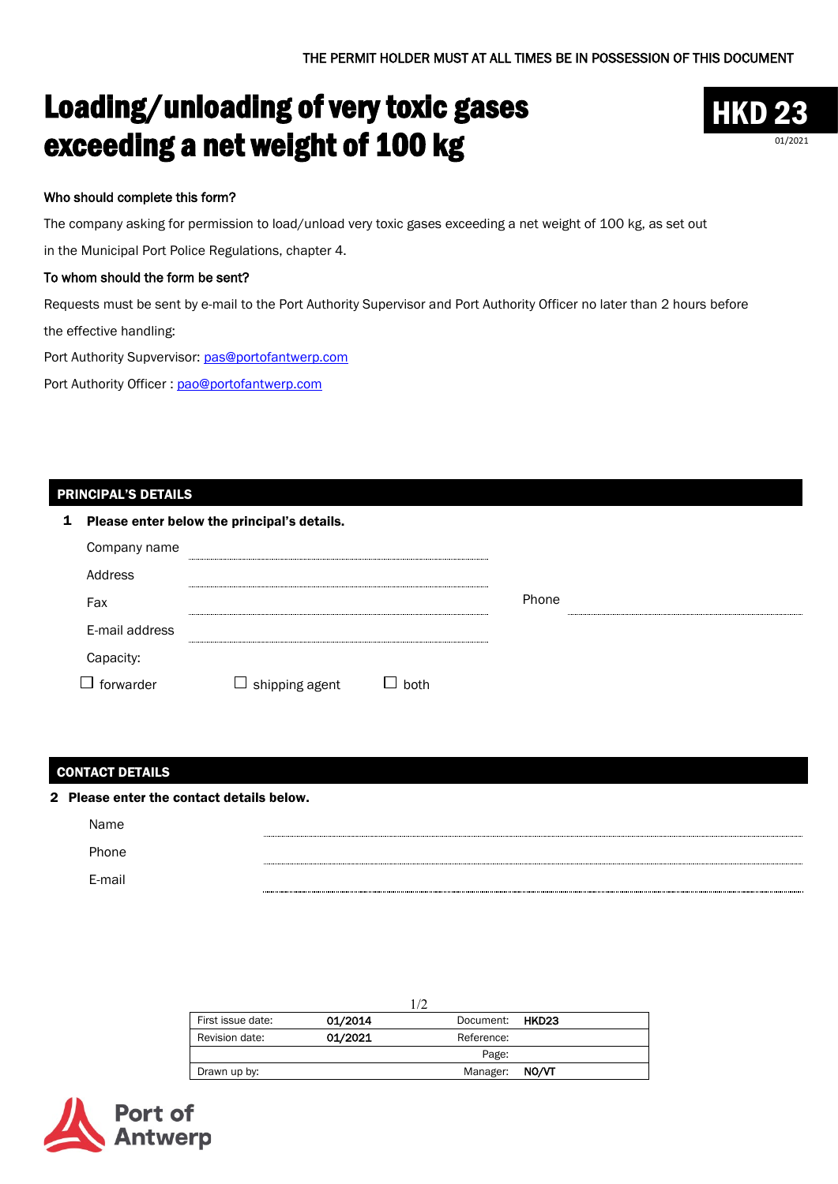THE PERMIT HOLDER MUST AT ALL TIMES BE IN POSSESSION OF THIS DOCUMENT

# Loading/unloading of very toxic gases exceeding a net weight of 100 kg

**HKD 23**

01/2021

**Who should complete this form?**

The company asking for permission to load/unload very toxic gases exceeding a net weight of 100 kg, as set out in the Municipal Port Police Regulations, chapter 4.

**To whom should the form be sent?**

Requests must be sent by e-mail to the Port Authority Supervisor and Port Authority Officer no later than 2 hours before the effective handling:

Port Authority Supvervisor: pas@portofantwerp.com

Port Authority Officer : pao@portofantwerp.com

## PRINCIPAL'S DETAILS

**1 Please enter below the principal's details.**

Company name ..............................

Address ..............................

Fax .............................. Phone ..............................

E-mail address ..............................

Capacity:

☐ forwarder ☐ shipping agent ☐ both

## CONTACT DETAILS

**2 Please enter the contact details below.**

Name ..............................

Phone ..............................

E-mail ..............................

| First issue date: | 01/2014 | Document: | HKD23 |
|---|---|---|---|
| Revision date: | 01/2021 | Reference: | |
| | | Page: | |
| Drawn up by: | | Manager: | NO/VT |

Port of Antwerp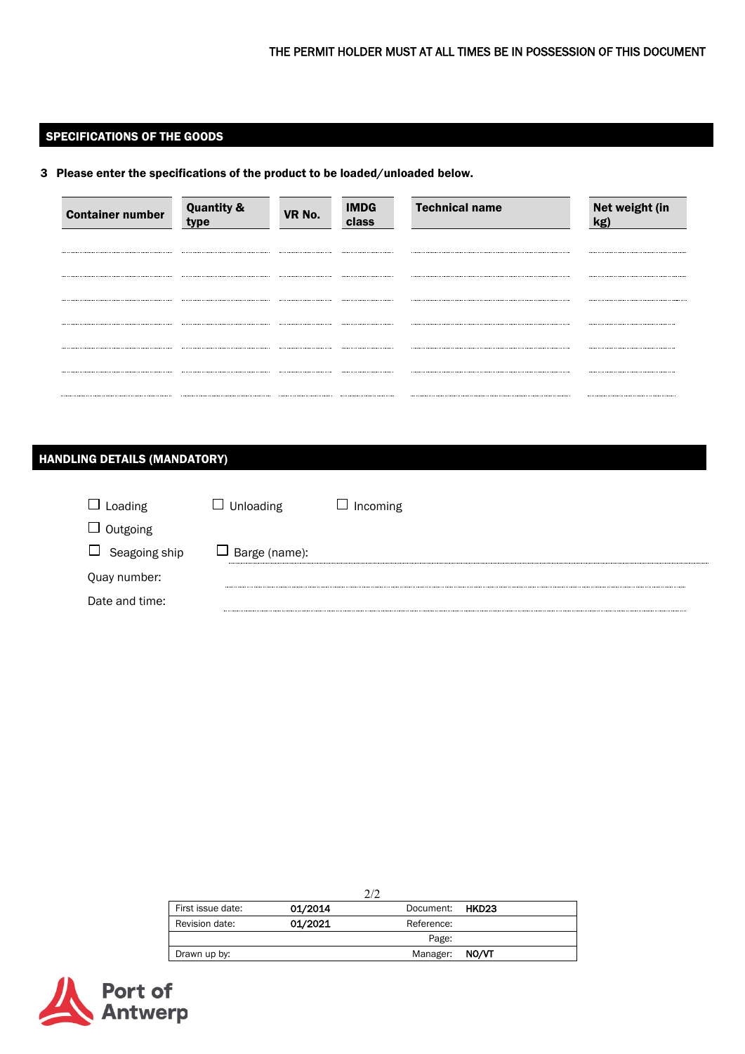THE PERMIT HOLDER MUST AT ALL TIMES BE IN POSSESSION OF THIS DOCUMENT

## SPECIFICATIONS OF THE GOODS

**3 Please enter the specifications of the product to be loaded/unloaded below.**

| Container number | Quantity & type | VR No. | IMDG class | Technical name | Net weight (in kg) |
|---|---|---|---|---|---|
| | | | | | |
| | | | | | |
| | | | | | |
| | | | | | |
| | | | | | |
| | | | | | |
| | | | | | |

## HANDLING DETAILS (MANDATORY)

☐ Loading ☐ Unloading ☐ Incoming

☐ Outgoing

☐ Seagoing ship ☐ Barge (name): ..........

Quay number: ..........

Date and time: ..........

| First issue date: | 01/2014 | Document: | HKD23 |
|---|---|---|---|
| Revision date: | 01/2021 | Reference: | |
| | | Page: | |
| Drawn up by: | | Manager: | NO/VT |

Port of Antwerp